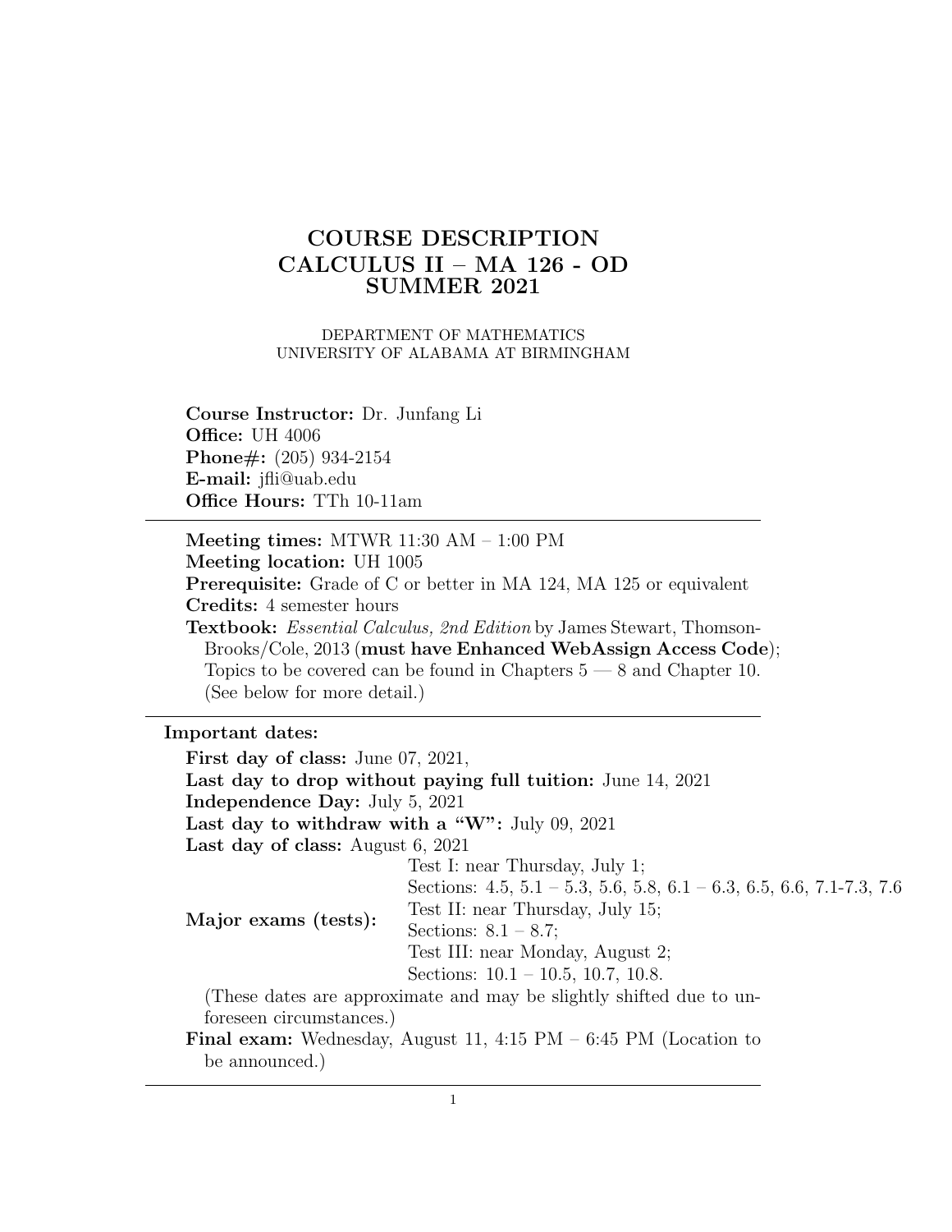# COURSE DESCRIPTION
# CALCULUS II – MA 126 - OD
# SUMMER 2021

DEPARTMENT OF MATHEMATICS
UNIVERSITY OF ALABAMA AT BIRMINGHAM

**Course Instructor:** Dr. Junfang Li
**Office:** UH 4006
**Phone#:** (205) 934-2154
**E-mail:** jfli@uab.edu
**Office Hours:** TTh 10-11am

---

**Meeting times:** MTWR 11:30 AM – 1:00 PM
**Meeting location:** UH 1005
**Prerequisite:** Grade of C or better in MA 124, MA 125 or equivalent
**Credits:** 4 semester hours
**Textbook:** *Essential Calculus, 2nd Edition* by James Stewart, Thomson-Brooks/Cole, 2013 (**must have Enhanced WebAssign Access Code**); Topics to be covered can be found in Chapters 5 — 8 and Chapter 10. (See below for more detail.)

---

**Important dates:**

**First day of class:** June 07, 2021,
**Last day to drop without paying full tuition:** June 14, 2021
**Independence Day:** July 5, 2021
**Last day to withdraw with a "W":** July 09, 2021
**Last day of class:** August 6, 2021

**Major exams (tests):**
- Test I: near Thursday, July 1;
  Sections: 4.5, 5.1 – 5.3, 5.6, 5.8, 6.1 – 6.3, 6.5, 6.6, 7.1-7.3, 7.6
- Test II: near Thursday, July 15;
  Sections: 8.1 – 8.7;
- Test III: near Monday, August 2;
  Sections: 10.1 – 10.5, 10.7, 10.8.

(These dates are approximate and may be slightly shifted due to unforeseen circumstances.)

**Final exam:** Wednesday, August 11, 4:15 PM – 6:45 PM (Location to be announced.)

---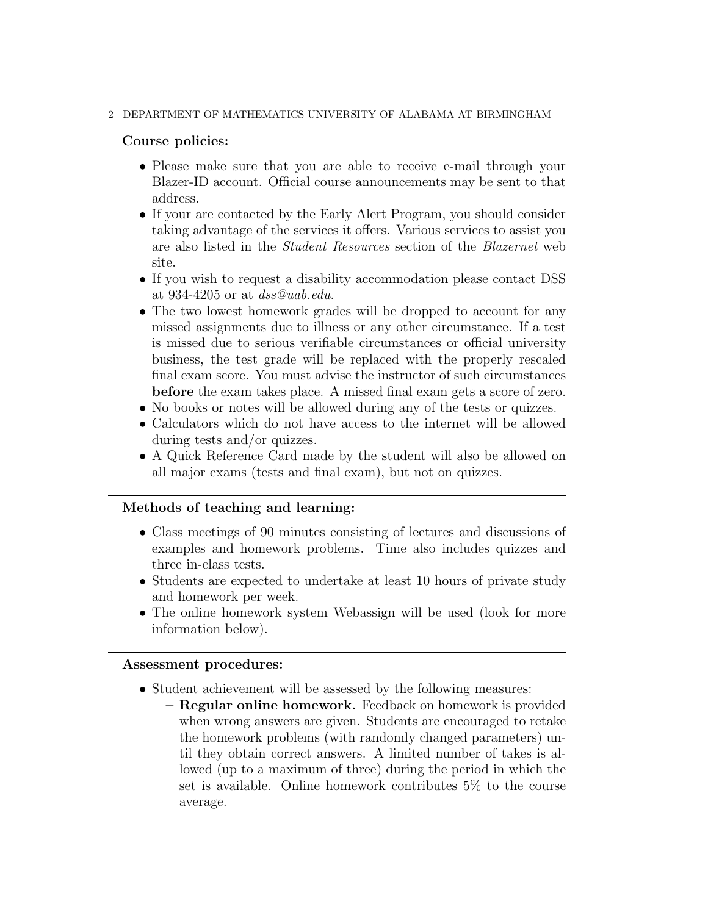**Course policies:**

- Please make sure that you are able to receive e-mail through your Blazer-ID account. Official course announcements may be sent to that address.
- If your are contacted by the Early Alert Program, you should consider taking advantage of the services it offers. Various services to assist you are also listed in the *Student Resources* section of the *Blazernet* web site.
- If you wish to request a disability accommodation please contact DSS at 934-4205 or at *dss@uab.edu*.
- The two lowest homework grades will be dropped to account for any missed assignments due to illness or any other circumstance. If a test is missed due to serious verifiable circumstances or official university business, the test grade will be replaced with the properly rescaled final exam score. You must advise the instructor of such circumstances **before** the exam takes place. A missed final exam gets a score of zero.
- No books or notes will be allowed during any of the tests or quizzes.
- Calculators which do not have access to the internet will be allowed during tests and/or quizzes.
- A Quick Reference Card made by the student will also be allowed on all major exams (tests and final exam), but not on quizzes.

---

**Methods of teaching and learning:**

- Class meetings of 90 minutes consisting of lectures and discussions of examples and homework problems. Time also includes quizzes and three in-class tests.
- Students are expected to undertake at least 10 hours of private study and homework per week.
- The online homework system Webassign will be used (look for more information below).

---

**Assessment procedures:**

- Student achievement will be assessed by the following measures:
  - **Regular online homework.** Feedback on homework is provided when wrong answers are given. Students are encouraged to retake the homework problems (with randomly changed parameters) until they obtain correct answers. A limited number of takes is allowed (up to a maximum of three) during the period in which the set is available. Online homework contributes 5% to the course average.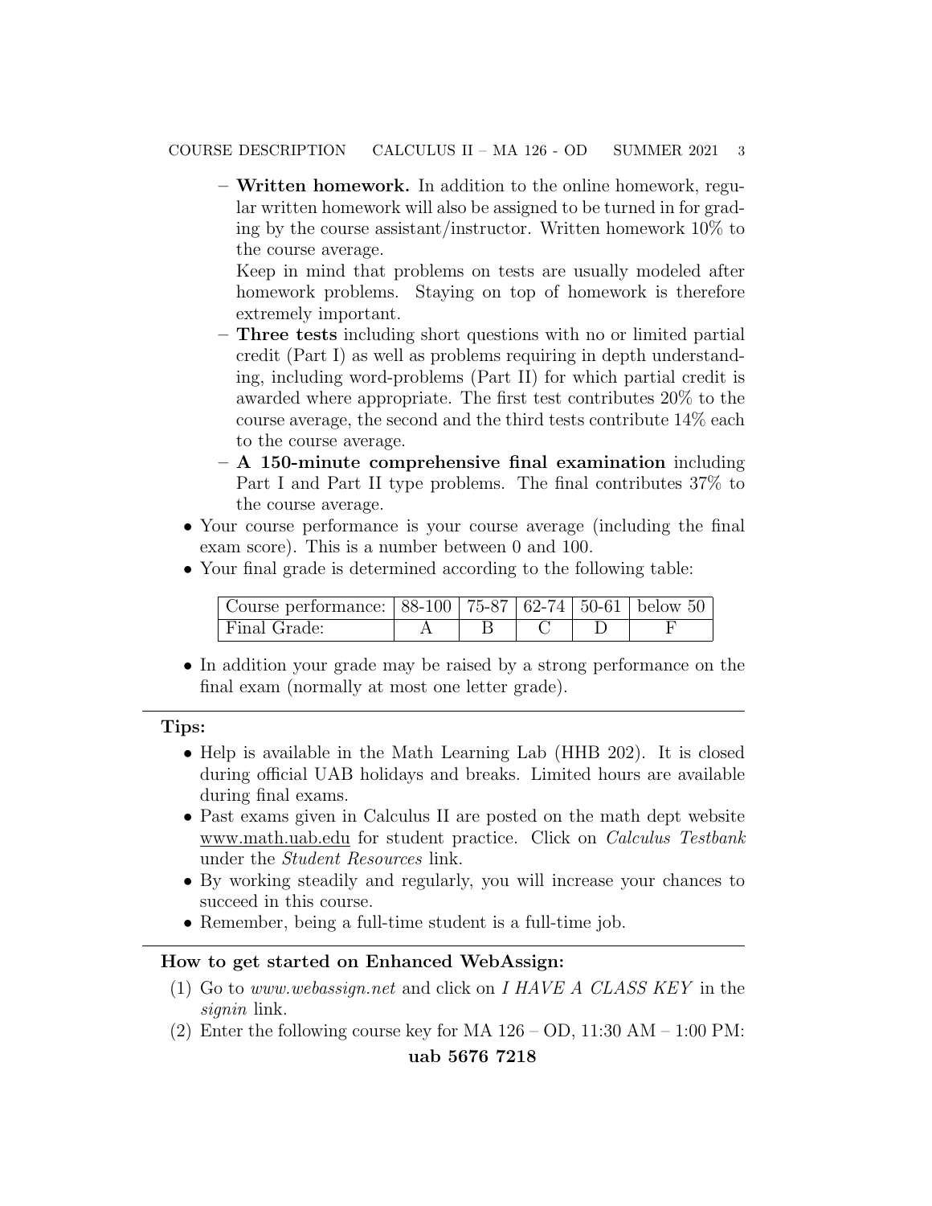- **Written homework.** In addition to the online homework, regular written homework will also be assigned to be turned in for grading by the course assistant/instructor. Written homework 10% to the course average.

    Keep in mind that problems on tests are usually modeled after homework problems. Staying on top of homework is therefore extremely important.
  - **Three tests** including short questions with no or limited partial credit (Part I) as well as problems requiring in depth understanding, including word-problems (Part II) for which partial credit is awarded where appropriate. The first test contributes 20% to the course average, the second and the third tests contribute 14% each to the course average.
  - **A 150-minute comprehensive final examination** including Part I and Part II type problems. The final contributes 37% to the course average.
- Your course performance is your course average (including the final exam score). This is a number between 0 and 100.
- Your final grade is determined according to the following table:

| Course performance: | 88-100 | 75-87 | 62-74 | 50-61 | below 50 |
|---|---|---|---|---|---|
| Final Grade: | A | B | C | D | F |

- In addition your grade may be raised by a strong performance on the final exam (normally at most one letter grade).

---

**Tips:**

- Help is available in the Math Learning Lab (HHB 202). It is closed during official UAB holidays and breaks. Limited hours are available during final exams.
- Past exams given in Calculus II are posted on the math dept website www.math.uab.edu for student practice. Click on *Calculus Testbank* under the *Student Resources* link.
- By working steadily and regularly, you will increase your chances to succeed in this course.
- Remember, being a full-time student is a full-time job.

---

**How to get started on Enhanced WebAssign:**

(1) Go to *www.webassign.net* and click on *I HAVE A CLASS KEY* in the *signin* link.

(2) Enter the following course key for MA 126 – OD, 11:30 AM – 1:00 PM:

**uab 5676 7218**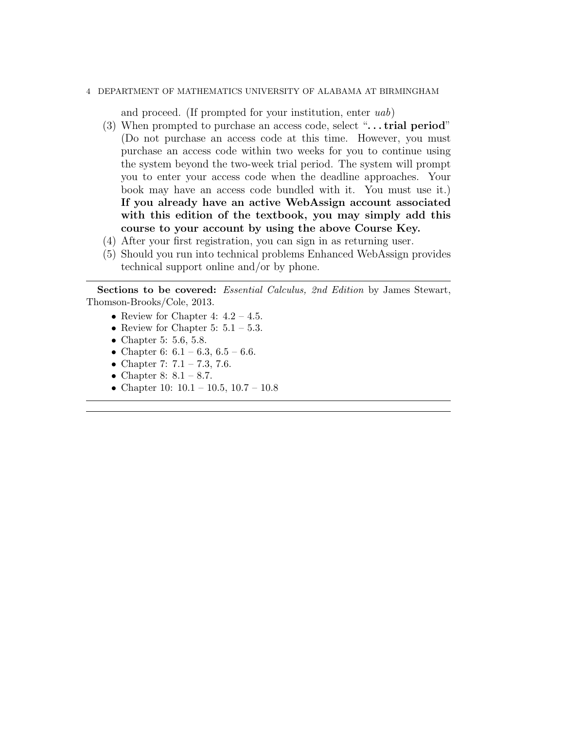and proceed. (If prompted for your institution, enter *uab*)

(3) When prompted to purchase an access code, select "**. . . trial period**" (Do not purchase an access code at this time. However, you must purchase an access code within two weeks for you to continue using the system beyond the two-week trial period. The system will prompt you to enter your access code when the deadline approaches. Your book may have an access code bundled with it. You must use it.) **If you already have an active WebAssign account associated with this edition of the textbook, you may simply add this course to your account by using the above Course Key.**

(4) After your first registration, you can sign in as returning user.

(5) Should you run into technical problems Enhanced WebAssign provides technical support online and/or by phone.

---

**Sections to be covered:** *Essential Calculus, 2nd Edition* by James Stewart, Thomson-Brooks/Cole, 2013.

- Review for Chapter 4: 4.2 – 4.5.
- Review for Chapter 5: 5.1 – 5.3.
- Chapter 5: 5.6, 5.8.
- Chapter 6: 6.1 – 6.3, 6.5 – 6.6.
- Chapter 7: 7.1 – 7.3, 7.6.
- Chapter 8: 8.1 – 8.7.
- Chapter 10: 10.1 – 10.5, 10.7 – 10.8

---